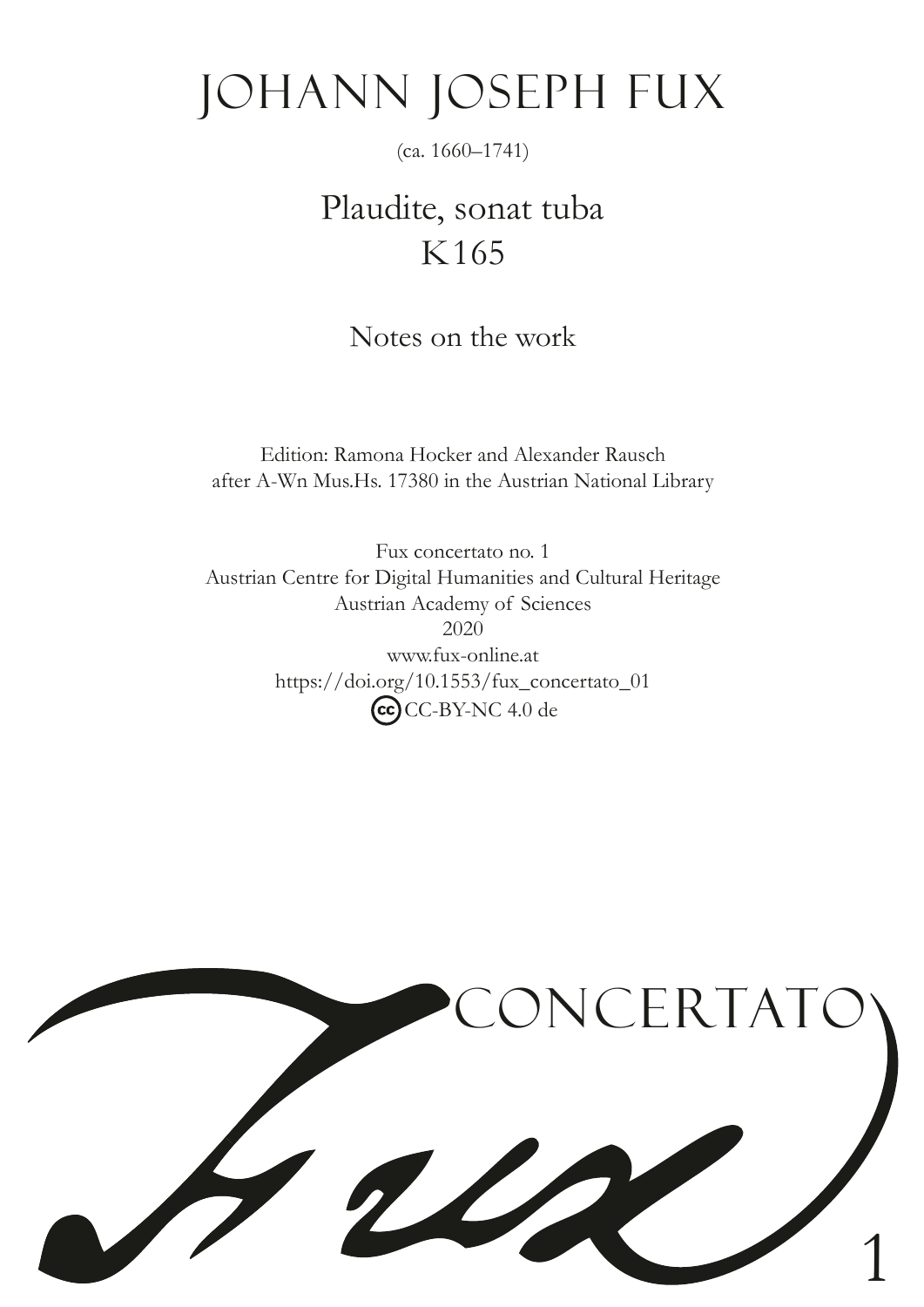# JOHANN JOSEPH FUX

(ca. 1660–1741)

## Plaudite, sonat tuba
## K165

Notes on the work

Edition: Ramona Hocker and Alexander Rausch
after A-Wn Mus.Hs. 17380 in the Austrian National Library

Fux concertato no. 1
Austrian Centre for Digital Humanities and Cultural Heritage
Austrian Academy of Sciences
2020
www.fux-online.at
https://doi.org/10.1553/fux_concertato_01
CC-BY-NC 4.0 de

Fux CONCERTATO 1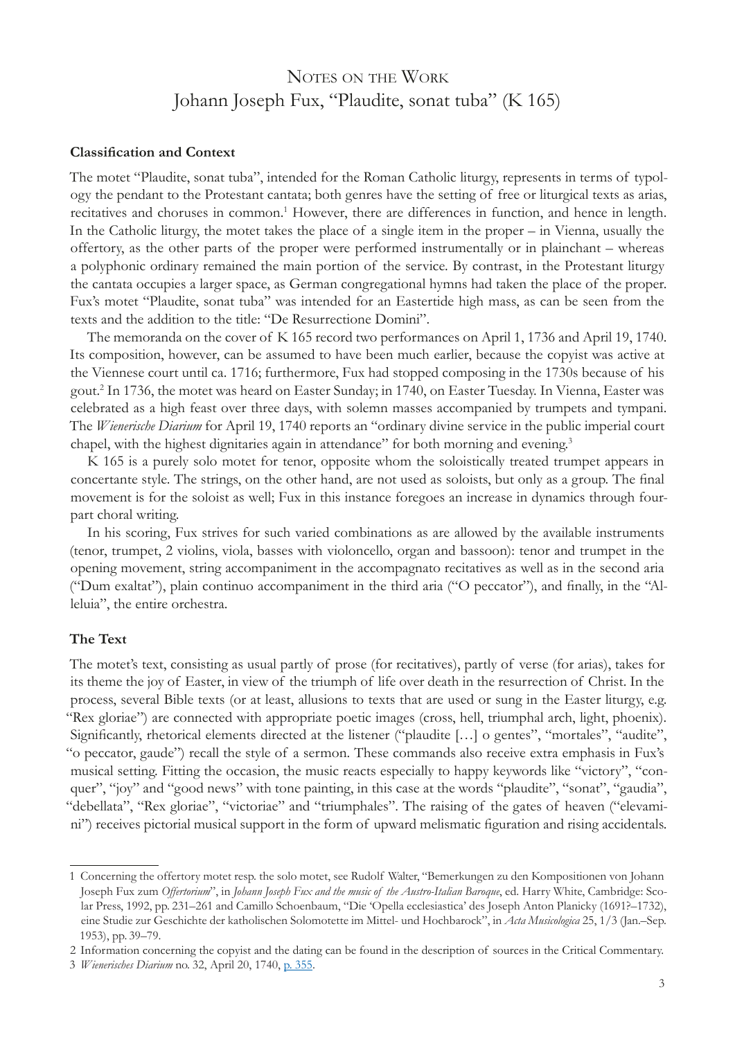# Notes on the Work
# Johann Joseph Fux, "Plaudite, sonat tuba" (K 165)

### Classification and Context

The motet "Plaudite, sonat tuba", intended for the Roman Catholic liturgy, represents in terms of typology the pendant to the Protestant cantata; both genres have the setting of free or liturgical texts as arias, recitatives and choruses in common.[1] However, there are differences in function, and hence in length. In the Catholic liturgy, the motet takes the place of a single item in the proper – in Vienna, usually the offertory, as the other parts of the proper were performed instrumentally or in plainchant – whereas a polyphonic ordinary remained the main portion of the service. By contrast, in the Protestant liturgy the cantata occupies a larger space, as German congregational hymns had taken the place of the proper. Fux's motet "Plaudite, sonat tuba" was intended for an Eastertide high mass, as can be seen from the texts and the addition to the title: "De Resurrectione Domini".

The memoranda on the cover of K 165 record two performances on April 1, 1736 and April 19, 1740. Its composition, however, can be assumed to have been much earlier, because the copyist was active at the Viennese court until ca. 1716; furthermore, Fux had stopped composing in the 1730s because of his gout.[2] In 1736, the motet was heard on Easter Sunday; in 1740, on Easter Tuesday. In Vienna, Easter was celebrated as a high feast over three days, with solemn masses accompanied by trumpets and tympani. The *Wienerische Diarium* for April 19, 1740 reports an "ordinary divine service in the public imperial court chapel, with the highest dignitaries again in attendance" for both morning and evening.[3]

K 165 is a purely solo motet for tenor, opposite whom the soloistically treated trumpet appears in concertante style. The strings, on the other hand, are not used as soloists, but only as a group. The final movement is for the soloist as well; Fux in this instance foregoes an increase in dynamics through four-part choral writing.

In his scoring, Fux strives for such varied combinations as are allowed by the available instruments (tenor, trumpet, 2 violins, viola, basses with violoncello, organ and bassoon): tenor and trumpet in the opening movement, string accompaniment in the accompagnato recitatives as well as in the second aria ("Dum exaltat"), plain continuo accompaniment in the third aria ("O peccator"), and finally, in the "Alleluia", the entire orchestra.

### The Text

The motet's text, consisting as usual partly of prose (for recitatives), partly of verse (for arias), takes for its theme the joy of Easter, in view of the triumph of life over death in the resurrection of Christ. In the process, several Bible texts (or at least, allusions to texts that are used or sung in the Easter liturgy, e.g. "Rex gloriae") are connected with appropriate poetic images (cross, hell, triumphal arch, light, phoenix). Significantly, rhetorical elements directed at the listener ("plaudite […] o gentes", "mortales", "audite", "o peccator, gaude") recall the style of a sermon. These commands also receive extra emphasis in Fux's musical setting. Fitting the occasion, the music reacts especially to happy keywords like "victory", "conquer", "joy" and "good news" with tone painting, in this case at the words "plaudite", "sonat", "gaudia", "debellata", "Rex gloriae", "victoriae" and "triumphales". The raising of the gates of heaven ("elevamini") receives pictorial musical support in the form of upward melismatic figuration and rising accidentals.

---

1 Concerning the offertory motet resp. the solo motet, see Rudolf Walter, "Bemerkungen zu den Kompositionen von Johann Joseph Fux zum *Offertorium*", in *Johann Joseph Fux and the music of the Austro-Italian Baroque*, ed. Harry White, Cambridge: Scolar Press, 1992, pp. 231–261 and Camillo Schoenbaum, "Die 'Opella ecclesiastica' des Joseph Anton Planicky (1691?–1732), eine Studie zur Geschichte der katholischen Solomotette im Mittel- und Hochbarock", in *Acta Musicologica* 25, 1/3 (Jan.–Sep. 1953), pp. 39–79.

2 Information concerning the copyist and the dating can be found in the description of sources in the Critical Commentary.

3 *Wienerisches Diarium* no. 32, April 20, 1740, p. 355.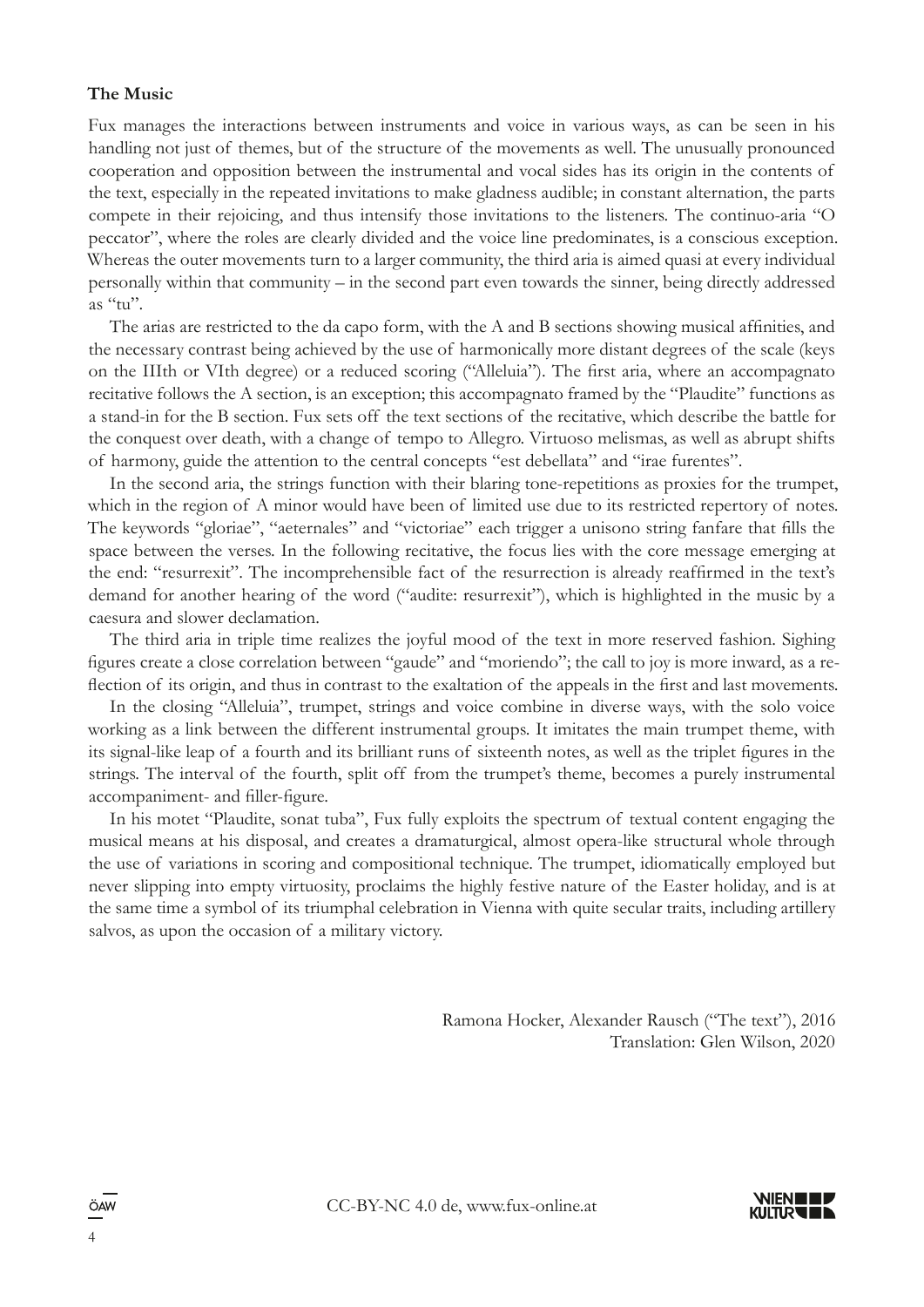**The Music**

Fux manages the interactions between instruments and voice in various ways, as can be seen in his handling not just of themes, but of the structure of the movements as well. The unusually pronounced cooperation and opposition between the instrumental and vocal sides has its origin in the contents of the text, especially in the repeated invitations to make gladness audible; in constant alternation, the parts compete in their rejoicing, and thus intensify those invitations to the listeners. The continuo-aria "O peccator", where the roles are clearly divided and the voice line predominates, is a conscious exception. Whereas the outer movements turn to a larger community, the third aria is aimed quasi at every individual personally within that community – in the second part even towards the sinner, being directly addressed as "tu".

The arias are restricted to the da capo form, with the A and B sections showing musical affinities, and the necessary contrast being achieved by the use of harmonically more distant degrees of the scale (keys on the IIIth or VIth degree) or a reduced scoring ("Alleluia"). The first aria, where an accompagnato recitative follows the A section, is an exception; this accompagnato framed by the "Plaudite" functions as a stand-in for the B section. Fux sets off the text sections of the recitative, which describe the battle for the conquest over death, with a change of tempo to Allegro. Virtuoso melismas, as well as abrupt shifts of harmony, guide the attention to the central concepts "est debellata" and "irae furentes".

In the second aria, the strings function with their blaring tone-repetitions as proxies for the trumpet, which in the region of A minor would have been of limited use due to its restricted repertory of notes. The keywords "gloriae", "aeternales" and "victoriae" each trigger a unisono string fanfare that fills the space between the verses. In the following recitative, the focus lies with the core message emerging at the end: "resurrexit". The incomprehensible fact of the resurrection is already reaffirmed in the text's demand for another hearing of the word ("audite: resurrexit"), which is highlighted in the music by a caesura and slower declamation.

The third aria in triple time realizes the joyful mood of the text in more reserved fashion. Sighing figures create a close correlation between "gaude" and "moriendo"; the call to joy is more inward, as a reflection of its origin, and thus in contrast to the exaltation of the appeals in the first and last movements.

In the closing "Alleluia", trumpet, strings and voice combine in diverse ways, with the solo voice working as a link between the different instrumental groups. It imitates the main trumpet theme, with its signal-like leap of a fourth and its brilliant runs of sixteenth notes, as well as the triplet figures in the strings. The interval of the fourth, split off from the trumpet's theme, becomes a purely instrumental accompaniment- and filler-figure.

In his motet "Plaudite, sonat tuba", Fux fully exploits the spectrum of textual content engaging the musical means at his disposal, and creates a dramaturgical, almost opera-like structural whole through the use of variations in scoring and compositional technique. The trumpet, idiomatically employed but never slipping into empty virtuosity, proclaims the highly festive nature of the Easter holiday, and is at the same time a symbol of its triumphal celebration in Vienna with quite secular traits, including artillery salvos, as upon the occasion of a military victory.

Ramona Hocker, Alexander Rausch ("The text"), 2016
Translation: Glen Wilson, 2020

CC-BY-NC 4.0 de, www.fux-online.at